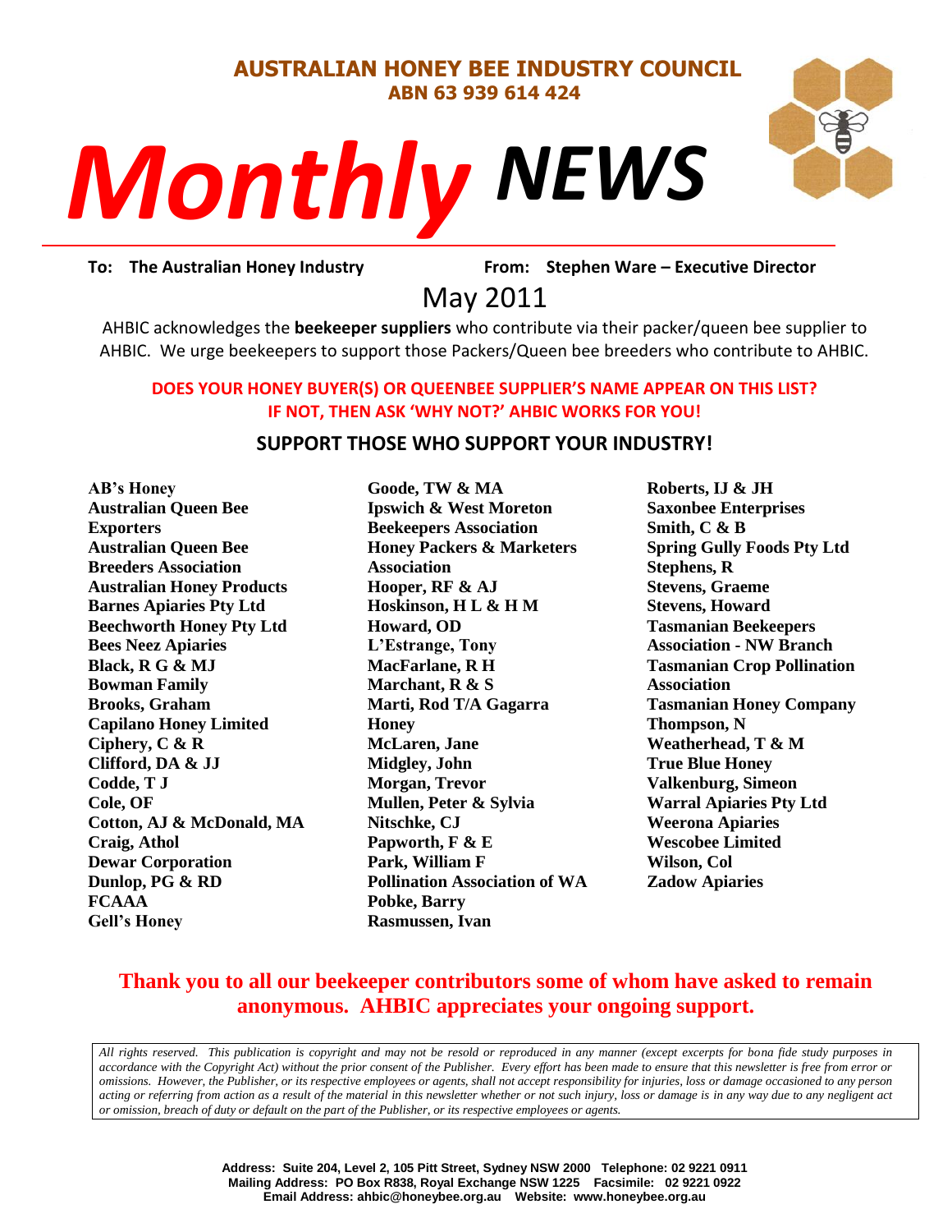# AUSTRALIAN HONEY BEE INDUSTRY COUNCIL

**ABN 63 939 614 424**

# *Monthly NEWS*

**To: The Australian Honey Industry** **From: Stephen Ware – Executive Director**

## May 2011

AHBIC acknowledges the **beekeeper suppliers** who contribute via their packer/queen bee supplier to AHBIC. We urge beekeepers to support those Packers/Queen bee breeders who contribute to AHBIC.

**DOES YOUR HONEY BUYER(S) OR QUEENBEE SUPPLIER'S NAME APPEAR ON THIS LIST? IF NOT, THEN ASK 'WHY NOT?' AHBIC WORKS FOR YOU!**

**SUPPORT THOSE WHO SUPPORT YOUR INDUSTRY!**

**AB's Honey**
**Australian Queen Bee Exporters**
**Australian Queen Bee Breeders Association**
**Australian Honey Products**
**Barnes Apiaries Pty Ltd**
**Beechworth Honey Pty Ltd**
**Bees Neez Apiaries**
**Black, R G & MJ**
**Bowman Family**
**Brooks, Graham**
**Capilano Honey Limited**
**Ciphery, C & R**
**Clifford, DA & JJ**
**Codde, T J**
**Cole, OF**
**Cotton, AJ & McDonald, MA**
**Craig, Athol**
**Dewar Corporation**
**Dunlop, PG & RD**
**FCAAA**
**Gell's Honey**
**Goode, TW & MA**
**Ipswich & West Moreton Beekeepers Association**
**Honey Packers & Marketers Association**
**Hooper, RF & AJ**
**Hoskinson, H L & H M**
**Howard, OD**
**L'Estrange, Tony**
**MacFarlane, R H**
**Marchant, R & S**
**Marti, Rod T/A Gagarra Honey**
**McLaren, Jane**
**Midgley, John**
**Morgan, Trevor**
**Mullen, Peter & Sylvia**
**Nitschke, CJ**
**Papworth, F & E**
**Park, William F**
**Pollination Association of WA**
**Pobke, Barry**
**Rasmussen, Ivan**
**Roberts, IJ & JH**
**Saxonbee Enterprises**
**Smith, C & B**
**Spring Gully Foods Pty Ltd**
**Stephens, R**
**Stevens, Graeme**
**Stevens, Howard**
**Tasmanian Beekeepers Association - NW Branch**
**Tasmanian Crop Pollination Association**
**Tasmanian Honey Company**
**Thompson, N**
**Weatherhead, T & M**
**True Blue Honey**
**Valkenburg, Simeon**
**Warral Apiaries Pty Ltd**
**Weerona Apiaries**
**Wescobee Limited**
**Wilson, Col**
**Zadow Apiaries**

**Thank you to all our beekeeper contributors some of whom have asked to remain anonymous. AHBIC appreciates your ongoing support.**

*All rights reserved. This publication is copyright and may not be resold or reproduced in any manner (except excerpts for bona fide study purposes in accordance with the Copyright Act) without the prior consent of the Publisher. Every effort has been made to ensure that this newsletter is free from error or omissions. However, the Publisher, or its respective employees or agents, shall not accept responsibility for injuries, loss or damage occasioned to any person acting or referring from action as a result of the material in this newsletter whether or not such injury, loss or damage is in any way due to any negligent act or omission, breach of duty or default on the part of the Publisher, or its respective employees or agents.*

**Address: Suite 204, Level 2, 105 Pitt Street, Sydney NSW 2000 Telephone: 02 9221 0911**
**Mailing Address: PO Box R838, Royal Exchange NSW 1225 Facsimile: 02 9221 0922**
**Email Address: ahbic@honeybee.org.au Website: www.honeybee.org.au**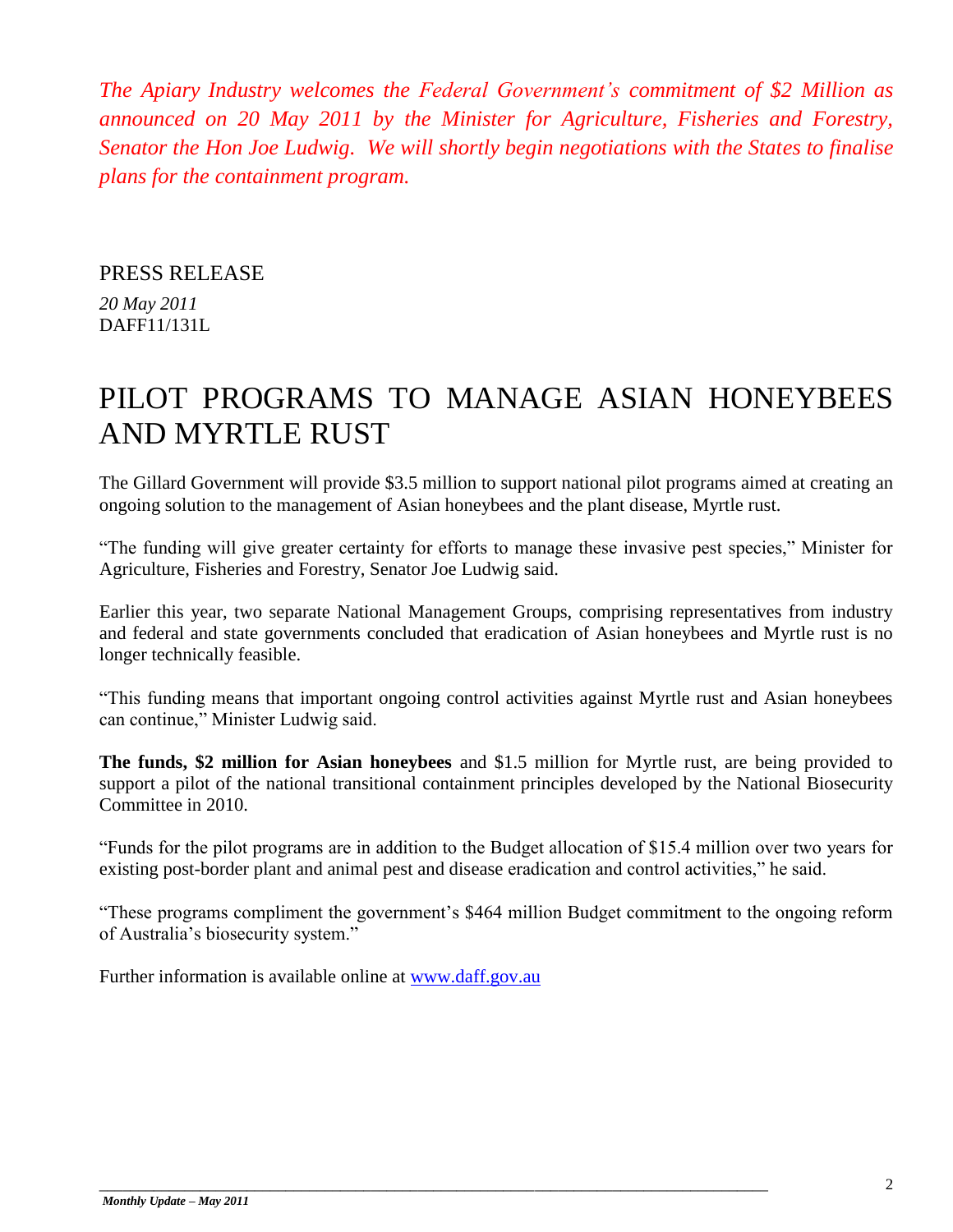*The Apiary Industry welcomes the Federal Government's commitment of $2 Million as announced on 20 May 2011 by the Minister for Agriculture, Fisheries and Forestry, Senator the Hon Joe Ludwig. We will shortly begin negotiations with the States to finalise plans for the containment program.*

PRESS RELEASE

*20 May 2011*
DAFF11/131L

# PILOT PROGRAMS TO MANAGE ASIAN HONEYBEES AND MYRTLE RUST

The Gillard Government will provide $3.5 million to support national pilot programs aimed at creating an ongoing solution to the management of Asian honeybees and the plant disease, Myrtle rust.

"The funding will give greater certainty for efforts to manage these invasive pest species," Minister for Agriculture, Fisheries and Forestry, Senator Joe Ludwig said.

Earlier this year, two separate National Management Groups, comprising representatives from industry and federal and state governments concluded that eradication of Asian honeybees and Myrtle rust is no longer technically feasible.

"This funding means that important ongoing control activities against Myrtle rust and Asian honeybees can continue," Minister Ludwig said.

**The funds, $2 million for Asian honeybees** and $1.5 million for Myrtle rust, are being provided to support a pilot of the national transitional containment principles developed by the National Biosecurity Committee in 2010.

"Funds for the pilot programs are in addition to the Budget allocation of $15.4 million over two years for existing post-border plant and animal pest and disease eradication and control activities," he said.

"These programs compliment the government's $464 million Budget commitment to the ongoing reform of Australia's biosecurity system."

Further information is available online at [www.daff.gov.au](www.daff.gov.au)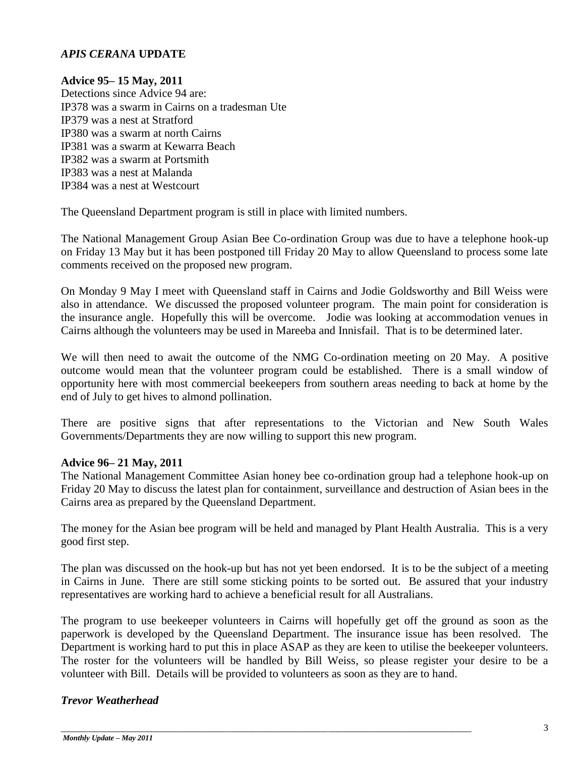## *APIS CERANA* UPDATE

**Advice 95– 15 May, 2011**

Detections since Advice 94 are:
IP378 was a swarm in Cairns on a tradesman Ute
IP379 was a nest at Stratford
IP380 was a swarm at north Cairns
IP381 was a swarm at Kewarra Beach
IP382 was a swarm at Portsmith
IP383 was a nest at Malanda
IP384 was a nest at Westcourt

The Queensland Department program is still in place with limited numbers.

The National Management Group Asian Bee Co-ordination Group was due to have a telephone hook-up on Friday 13 May but it has been postponed till Friday 20 May to allow Queensland to process some late comments received on the proposed new program.

On Monday 9 May I meet with Queensland staff in Cairns and Jodie Goldsworthy and Bill Weiss were also in attendance. We discussed the proposed volunteer program. The main point for consideration is the insurance angle. Hopefully this will be overcome. Jodie was looking at accommodation venues in Cairns although the volunteers may be used in Mareeba and Innisfail. That is to be determined later.

We will then need to await the outcome of the NMG Co-ordination meeting on 20 May. A positive outcome would mean that the volunteer program could be established. There is a small window of opportunity here with most commercial beekeepers from southern areas needing to back at home by the end of July to get hives to almond pollination.

There are positive signs that after representations to the Victorian and New South Wales Governments/Departments they are now willing to support this new program.

**Advice 96– 21 May, 2011**

The National Management Committee Asian honey bee co-ordination group had a telephone hook-up on Friday 20 May to discuss the latest plan for containment, surveillance and destruction of Asian bees in the Cairns area as prepared by the Queensland Department.

The money for the Asian bee program will be held and managed by Plant Health Australia. This is a very good first step.

The plan was discussed on the hook-up but has not yet been endorsed. It is to be the subject of a meeting in Cairns in June. There are still some sticking points to be sorted out. Be assured that your industry representatives are working hard to achieve a beneficial result for all Australians.

The program to use beekeeper volunteers in Cairns will hopefully get off the ground as soon as the paperwork is developed by the Queensland Department. The insurance issue has been resolved. The Department is working hard to put this in place ASAP as they are keen to utilise the beekeeper volunteers. The roster for the volunteers will be handled by Bill Weiss, so please register your desire to be a volunteer with Bill. Details will be provided to volunteers as soon as they are to hand.

***Trevor Weatherhead***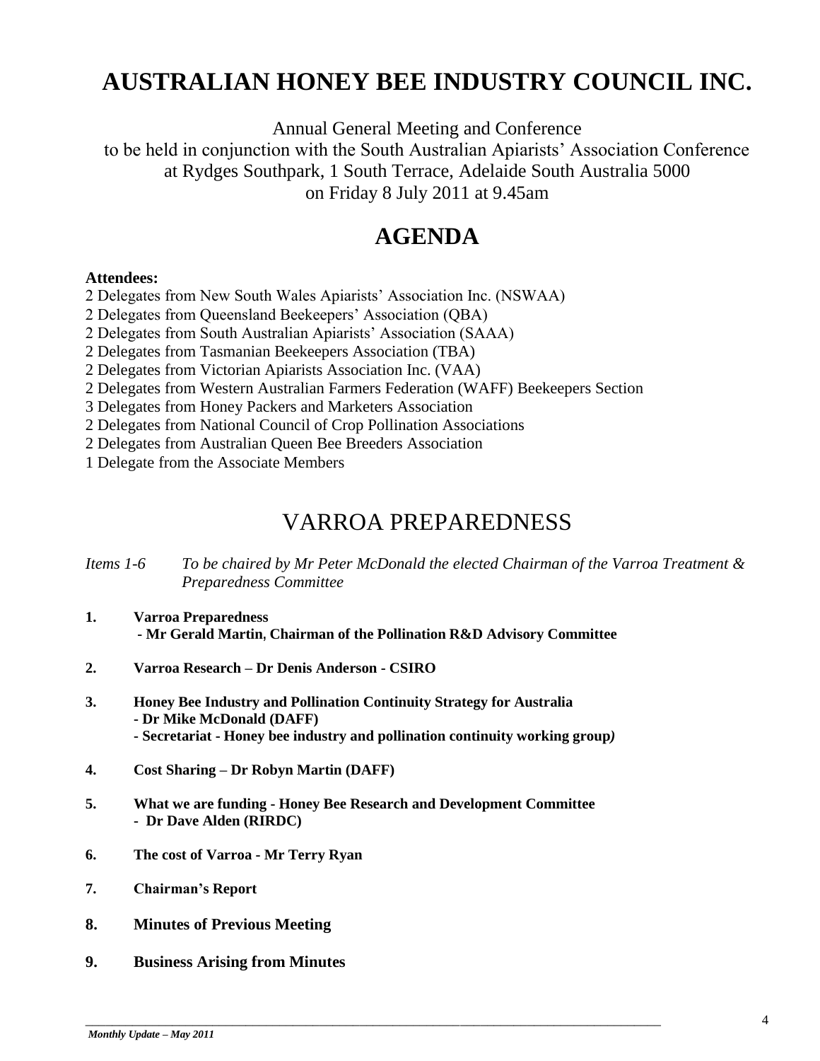# AUSTRALIAN HONEY BEE INDUSTRY COUNCIL INC.

Annual General Meeting and Conference
to be held in conjunction with the South Australian Apiarists' Association Conference
at Rydges Southpark, 1 South Terrace, Adelaide South Australia 5000
on Friday 8 July 2011 at 9.45am

# AGENDA

**Attendees:**

2 Delegates from New South Wales Apiarists' Association Inc. (NSWAA)
2 Delegates from Queensland Beekeepers' Association (QBA)
2 Delegates from South Australian Apiarists' Association (SAAA)
2 Delegates from Tasmanian Beekeepers Association (TBA)
2 Delegates from Victorian Apiarists Association Inc. (VAA)
2 Delegates from Western Australian Farmers Federation (WAFF) Beekeepers Section
3 Delegates from Honey Packers and Marketers Association
2 Delegates from National Council of Crop Pollination Associations
2 Delegates from Australian Queen Bee Breeders Association
1 Delegate from the Associate Members

## VARROA PREPAREDNESS

*Items 1-6 To be chaired by Mr Peter McDonald the elected Chairman of the Varroa Treatment & Preparedness Committee*

**1. Varroa Preparedness**
**- Mr Gerald Martin, Chairman of the Pollination R&D Advisory Committee**

**2. Varroa Research – Dr Denis Anderson - CSIRO**

**3. Honey Bee Industry and Pollination Continuity Strategy for Australia**
**- Dr Mike McDonald (DAFF)**
**- Secretariat - Honey bee industry and pollination continuity working group)**

**4. Cost Sharing – Dr Robyn Martin (DAFF)**

**5. What we are funding - Honey Bee Research and Development Committee**
**- Dr Dave Alden (RIRDC)**

**6. The cost of Varroa - Mr Terry Ryan**

**7. Chairman's Report**

**8. Minutes of Previous Meeting**

**9. Business Arising from Minutes**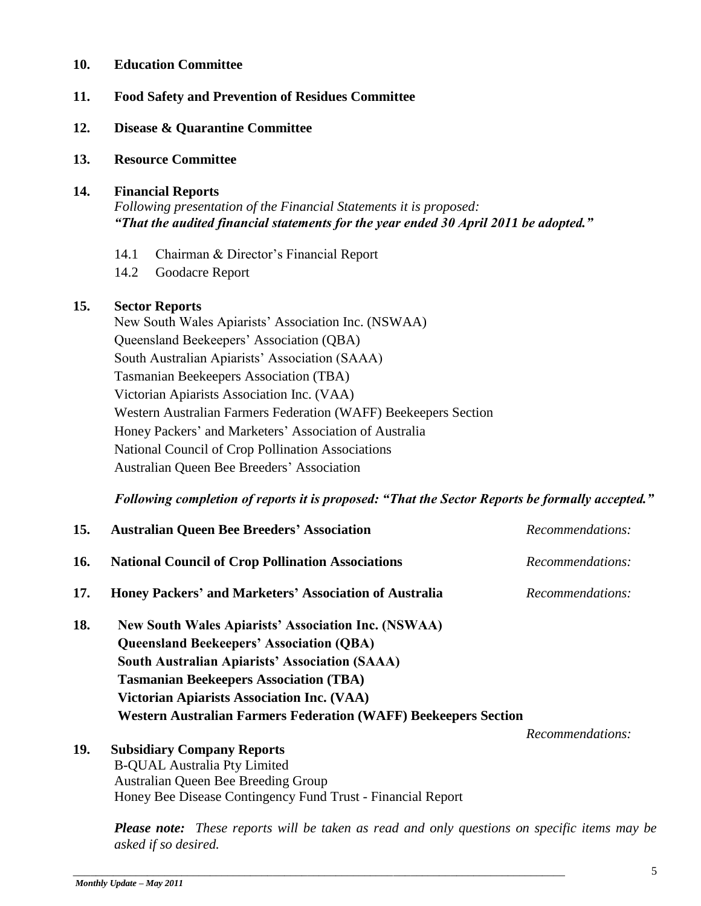**10. Education Committee**

**11. Food Safety and Prevention of Residues Committee**

**12. Disease & Quarantine Committee**

**13. Resource Committee**

**14. Financial Reports**

*Following presentation of the Financial Statements it is proposed:*
***"That the audited financial statements for the year ended 30 April 2011 be adopted."***

14.1 Chairman & Director's Financial Report
14.2 Goodacre Report

**15. Sector Reports**

New South Wales Apiarists' Association Inc. (NSWAA)
Queensland Beekeepers' Association (QBA)
South Australian Apiarists' Association (SAAA)
Tasmanian Beekeepers Association (TBA)
Victorian Apiarists Association Inc. (VAA)
Western Australian Farmers Federation (WAFF) Beekeepers Section
Honey Packers' and Marketers' Association of Australia
National Council of Crop Pollination Associations
Australian Queen Bee Breeders' Association

***Following completion of reports it is proposed: "That the Sector Reports be formally accepted."***

**15. Australian Queen Bee Breeders' Association** *Recommendations:*

**16. National Council of Crop Pollination Associations** *Recommendations:*

**17. Honey Packers' and Marketers' Association of Australia** *Recommendations:*

**18. New South Wales Apiarists' Association Inc. (NSWAA)**
**Queensland Beekeepers' Association (QBA)**
**South Australian Apiarists' Association (SAAA)**
**Tasmanian Beekeepers Association (TBA)**
**Victorian Apiarists Association Inc. (VAA)**
**Western Australian Farmers Federation (WAFF) Beekeepers Section**

*Recommendations:*

**19. Subsidiary Company Reports**

B-QUAL Australia Pty Limited
Australian Queen Bee Breeding Group
Honey Bee Disease Contingency Fund Trust - Financial Report

***Please note:*** *These reports will be taken as read and only questions on specific items may be asked if so desired.*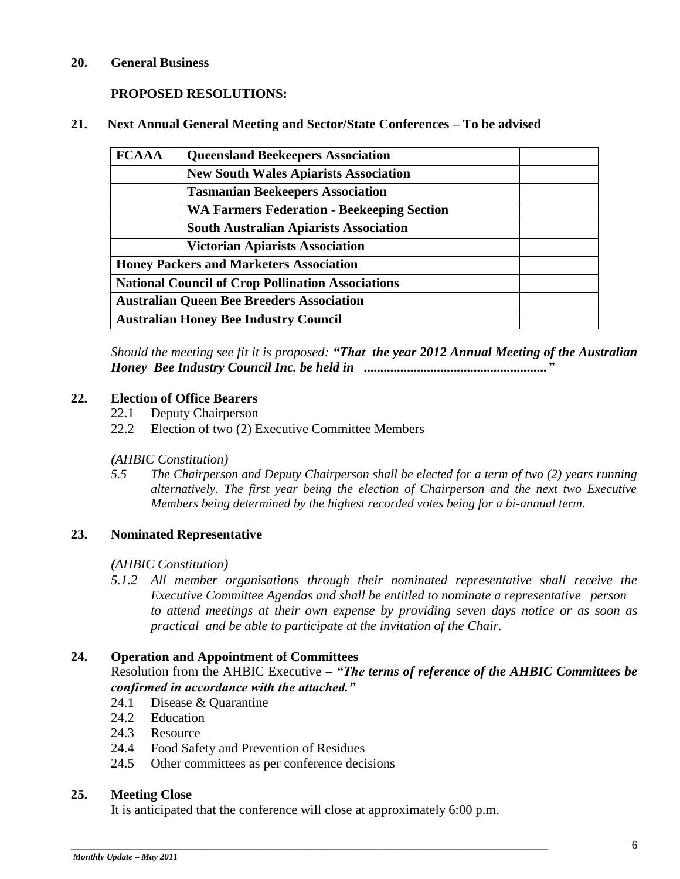## 20. General Business

**PROPOSED RESOLUTIONS:**

## 21. Next Annual General Meeting and Sector/State Conferences – To be advised

| **FCAAA** | **Queensland Beekeepers Association** | |
|---|---|---|
| | **New South Wales Apiarists Association** | |
| | **Tasmanian Beekeepers Association** | |
| | **WA Farmers Federation - Beekeeping Section** | |
| | **South Australian Apiarists Association** | |
| | **Victorian Apiarists Association** | |
| **Honey Packers and Marketers Association** | | |
| **National Council of Crop Pollination Associations** | | |
| **Australian Queen Bee Breeders Association** | | |
| **Australian Honey Bee Industry Council** | | |

*Should the meeting see fit it is proposed:* ***"That the year 2012 Annual Meeting of the Australian Honey Bee Industry Council Inc. be held in ......................................................"***

## 22. Election of Office Bearers

22.1 Deputy Chairperson

22.2 Election of two (2) Executive Committee Members

***(****AHBIC Constitution)*

*5.5 The Chairperson and Deputy Chairperson shall be elected for a term of two (2) years running alternatively. The first year being the election of Chairperson and the next two Executive Members being determined by the highest recorded votes being for a bi-annual term.*

## 23. Nominated Representative

***(****AHBIC Constitution)*

*5.1.2 All member organisations through their nominated representative shall receive the Executive Committee Agendas and shall be entitled to nominate a representative person to attend meetings at their own expense by providing seven days notice or as soon as practical and be able to participate at the invitation of the Chair.*

## 24. Operation and Appointment of Committees

Resolution from the AHBIC Executive – ***"The terms of reference of the AHBIC Committees be confirmed in accordance with the attached."***

24.1 Disease & Quarantine

24.2 Education

24.3 Resource

24.4 Food Safety and Prevention of Residues

24.5 Other committees as per conference decisions

## 25. Meeting Close

It is anticipated that the conference will close at approximately 6:00 p.m.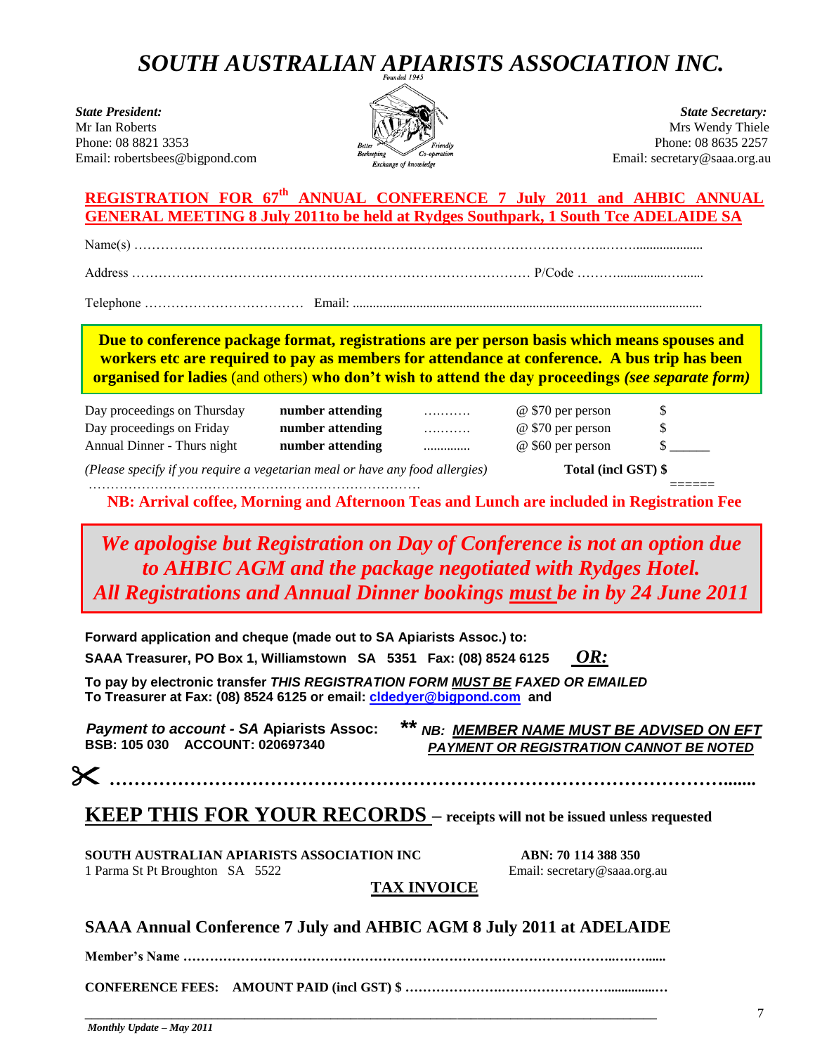# *SOUTH AUSTRALIAN APIARISTS ASSOCIATION INC.*

Founded 1945

Better Beekeeping · Friendly Co-operation · Exchange of knowledge

***State President:***
Mr Ian Roberts
Phone: 08 8821 3353
Email: robertsbees@bigpond.com

***State Secretary:***
Mrs Wendy Thiele
Phone: 08 8635 2257
Email: secretary@saaa.org.au

## REGISTRATION FOR 67th ANNUAL CONFERENCE 7 July 2011 and AHBIC ANNUAL GENERAL MEETING 8 July 2011to be held at Rydges Southpark, 1 South Tce ADELAIDE SA

Name(s) ……………………………………………………………………………………………………..

Address ………………………………………………………………………… P/Code ………………

Telephone ……………………………… Email: ……………………………………………………

**Due to conference package format, registrations are per person basis which means spouses and workers etc are required to pay as members for attendance at conference. A bus trip has been organised for ladies** (and others) **who don't wish to attend the day proceedings** ***(see separate form)***

| | | | | |
|---|---|---|---|---|
| Day proceedings on Thursday | **number attending** | ………. | @ $70 per person | $ |
| Day proceedings on Friday | **number attending** | ………. | @ $70 per person | $ |
| Annual Dinner - Thurs night | **number attending** | ………… | @ $60 per person | $ ______ |

*(Please specify if you require a vegetarian meal or have any food allergies)* **Total (incl GST) $**

……………………………………………………………………  ======

**NB: Arrival coffee, Morning and Afternoon Teas and Lunch are included in Registration Fee**

***We apologise but Registration on Day of Conference is not an option due to AHBIC AGM and the package negotiated with Rydges Hotel. All Registrations and Annual Dinner bookings must be in by 24 June 2011***

**Forward application and cheque (made out to SA Apiarists Assoc.) to:**
**SAAA Treasurer, PO Box 1, Williamstown SA 5351 Fax: (08) 8524 6125** ***OR:***

**To pay by electronic transfer *THIS REGISTRATION FORM MUST BE FAXED OR EMAILED***
**To Treasurer at Fax: (08) 8524 6125 or email: cldedyer@bigpond.com and**

***Payment to account - SA* Apiarists Assoc:**
**BSB: 105 030 ACCOUNT: 020697340**

***** NB: MEMBER NAME MUST BE ADVISED ON EFT PAYMENT OR REGISTRATION CANNOT BE NOTED***

✂ ……………………………………………………………………………………………….......

## KEEP THIS FOR YOUR RECORDS – receipts will not be issued unless requested

**SOUTH AUSTRALIAN APIARISTS ASSOCIATION INC**
1 Parma St Pt Broughton SA 5522

**ABN: 70 114 388 350**
Email: secretary@saaa.org.au

**TAX INVOICE**

### SAAA Annual Conference 7 July and AHBIC AGM 8 July 2011 at ADELAIDE

**Member's Name ………………………………………………………………………………………**

**CONFERENCE FEES: AMOUNT PAID (incl GST) $ ……………………………………………………**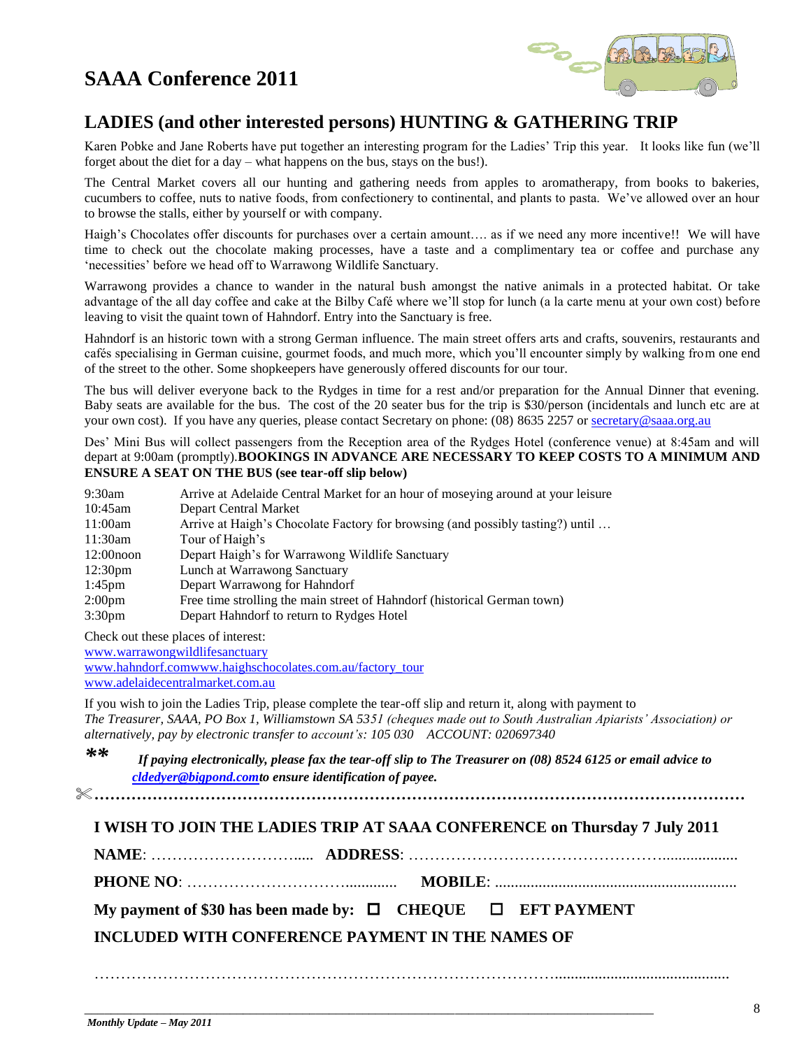# SAAA Conference 2011

## LADIES (and other interested persons) HUNTING & GATHERING TRIP

Karen Pobke and Jane Roberts have put together an interesting program for the Ladies' Trip this year. It looks like fun (we'll forget about the diet for a day – what happens on the bus, stays on the bus!).

The Central Market covers all our hunting and gathering needs from apples to aromatherapy, from books to bakeries, cucumbers to coffee, nuts to native foods, from confectionery to continental, and plants to pasta. We've allowed over an hour to browse the stalls, either by yourself or with company.

Haigh's Chocolates offer discounts for purchases over a certain amount…. as if we need any more incentive!! We will have time to check out the chocolate making processes, have a taste and a complimentary tea or coffee and purchase any 'necessities' before we head off to Warrawong Wildlife Sanctuary.

Warrawong provides a chance to wander in the natural bush amongst the native animals in a protected habitat. Or take advantage of the all day coffee and cake at the Bilby Café where we'll stop for lunch (a la carte menu at your own cost) before leaving to visit the quaint town of Hahndorf. Entry into the Sanctuary is free.

Hahndorf is an historic town with a strong German influence. The main street offers arts and crafts, souvenirs, restaurants and cafés specialising in German cuisine, gourmet foods, and much more, which you'll encounter simply by walking from one end of the street to the other. Some shopkeepers have generously offered discounts for our tour.

The bus will deliver everyone back to the Rydges in time for a rest and/or preparation for the Annual Dinner that evening. Baby seats are available for the bus. The cost of the 20 seater bus for the trip is $30/person (incidentals and lunch etc are at your own cost). If you have any queries, please contact Secretary on phone: (08) 8635 2257 or secretary@saaa.org.au

Des' Mini Bus will collect passengers from the Reception area of the Rydges Hotel (conference venue) at 8:45am and will depart at 9:00am (promptly).**BOOKINGS IN ADVANCE ARE NECESSARY TO KEEP COSTS TO A MINIMUM AND ENSURE A SEAT ON THE BUS (see tear-off slip below)**

| | |
|---|---|
| 9:30am | Arrive at Adelaide Central Market for an hour of moseying around at your leisure |
| 10:45am | Depart Central Market |
| 11:00am | Arrive at Haigh's Chocolate Factory for browsing (and possibly tasting?) until … |
| 11:30am | Tour of Haigh's |
| 12:00noon | Depart Haigh's for Warrawong Wildlife Sanctuary |
| 12:30pm | Lunch at Warrawong Sanctuary |
| 1:45pm | Depart Warrawong for Hahndorf |
| 2:00pm | Free time strolling the main street of Hahndorf (historical German town) |
| 3:30pm | Depart Hahndorf to return to Rydges Hotel |

Check out these places of interest:
www.warrawongwildlifesanctuary
www.hahndorf.comwww.haighschocolates.com.au/factory_tour
www.adelaidecentralmarket.com.au

If you wish to join the Ladies Trip, please complete the tear-off slip and return it, along with payment to *The Treasurer, SAAA, PO Box 1, Williamstown SA 5351 (cheques made out to South Australian Apiarists' Association) or alternatively, pay by electronic transfer to account's: 105 030 ACCOUNT: 020697340*

**\*\*** ***If paying electronically, please fax the tear-off slip to The Treasurer on (08) 8524 6125 or email advice to cldedyer@bigpond.comto ensure identification of payee.***

✂………………………………………………………………………………………………………

**I WISH TO JOIN THE LADIES TRIP AT SAAA CONFERENCE on Thursday 7 July 2011**

**NAME**: ………………………….. **ADDRESS**: ………………………………………………..

**PHONE NO**: ………………………………….. **MOBILE**: …………………………………………

**My payment of $30 has been made by:** ☐ **CHEQUE** ☐ **EFT PAYMENT**

**INCLUDED WITH CONFERENCE PAYMENT IN THE NAMES OF**

………………………………………………………………………………………………………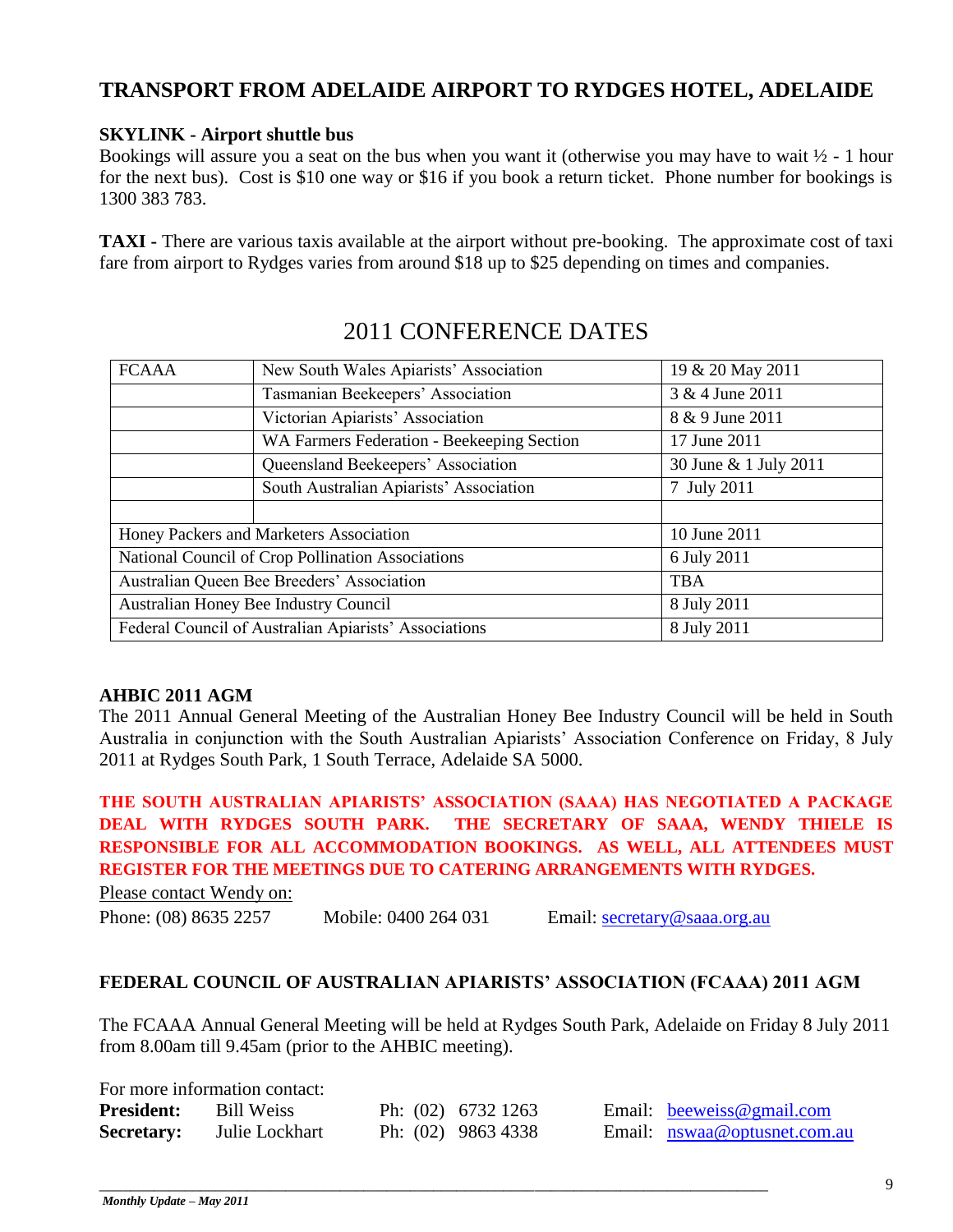## TRANSPORT FROM ADELAIDE AIRPORT TO RYDGES HOTEL, ADELAIDE

**SKYLINK - Airport shuttle bus**
Bookings will assure you a seat on the bus when you want it (otherwise you may have to wait ½ - 1 hour for the next bus). Cost is $10 one way or $16 if you book a return ticket. Phone number for bookings is 1300 383 783.

**TAXI -** There are various taxis available at the airport without pre-booking. The approximate cost of taxi fare from airport to Rydges varies from around $18 up to $25 depending on times and companies.

## 2011 CONFERENCE DATES

| FCAAA | New South Wales Apiarists' Association | 19 & 20 May 2011 |
|---|---|---|
| | Tasmanian Beekeepers' Association | 3 & 4 June 2011 |
| | Victorian Apiarists' Association | 8 & 9 June 2011 |
| | WA Farmers Federation - Beekeeping Section | 17 June 2011 |
| | Queensland Beekeepers' Association | 30 June & 1 July 2011 |
| | South Australian Apiarists' Association | 7 July 2011 |
| | | |
| Honey Packers and Marketers Association | | 10 June 2011 |
| National Council of Crop Pollination Associations | | 6 July 2011 |
| Australian Queen Bee Breeders' Association | | TBA |
| Australian Honey Bee Industry Council | | 8 July 2011 |
| Federal Council of Australian Apiarists' Associations | | 8 July 2011 |

**AHBIC 2011 AGM**
The 2011 Annual General Meeting of the Australian Honey Bee Industry Council will be held in South Australia in conjunction with the South Australian Apiarists' Association Conference on Friday, 8 July 2011 at Rydges South Park, 1 South Terrace, Adelaide SA 5000.

**THE SOUTH AUSTRALIAN APIARISTS' ASSOCIATION (SAAA) HAS NEGOTIATED A PACKAGE DEAL WITH RYDGES SOUTH PARK. THE SECRETARY OF SAAA, WENDY THIELE IS RESPONSIBLE FOR ALL ACCOMMODATION BOOKINGS. AS WELL, ALL ATTENDEES MUST REGISTER FOR THE MEETINGS DUE TO CATERING ARRANGEMENTS WITH RYDGES.**

Please contact Wendy on:
Phone: (08) 8635 2257 Mobile: 0400 264 031 Email: secretary@saaa.org.au

**FEDERAL COUNCIL OF AUSTRALIAN APIARISTS' ASSOCIATION (FCAAA) 2011 AGM**

The FCAAA Annual General Meeting will be held at Rydges South Park, Adelaide on Friday 8 July 2011 from 8.00am till 9.45am (prior to the AHBIC meeting).

For more information contact:

**President:** Bill Weiss Ph: (02) 6732 1263 Email: beeweiss@gmail.com
**Secretary:** Julie Lockhart Ph: (02) 9863 4338 Email: nswaa@optusnet.com.au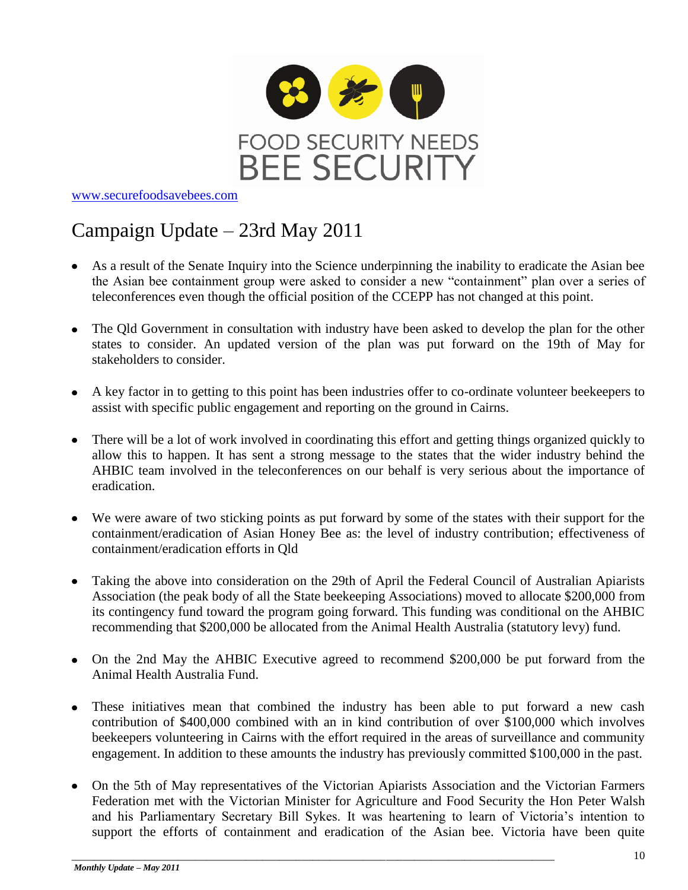FOOD SECURITY NEEDS BEE SECURITY

www.securefoodsavebees.com

# Campaign Update – 23rd May 2011

- As a result of the Senate Inquiry into the Science underpinning the inability to eradicate the Asian bee the Asian bee containment group were asked to consider a new "containment" plan over a series of teleconferences even though the official position of the CCEPP has not changed at this point.

- The Qld Government in consultation with industry have been asked to develop the plan for the other states to consider. An updated version of the plan was put forward on the 19th of May for stakeholders to consider.

- A key factor in to getting to this point has been industries offer to co-ordinate volunteer beekeepers to assist with specific public engagement and reporting on the ground in Cairns.

- There will be a lot of work involved in coordinating this effort and getting things organized quickly to allow this to happen. It has sent a strong message to the states that the wider industry behind the AHBIC team involved in the teleconferences on our behalf is very serious about the importance of eradication.

- We were aware of two sticking points as put forward by some of the states with their support for the containment/eradication of Asian Honey Bee as: the level of industry contribution; effectiveness of containment/eradication efforts in Qld

- Taking the above into consideration on the 29th of April the Federal Council of Australian Apiarists Association (the peak body of all the State beekeeping Associations) moved to allocate $200,000 from its contingency fund toward the program going forward. This funding was conditional on the AHBIC recommending that $200,000 be allocated from the Animal Health Australia (statutory levy) fund.

- On the 2nd May the AHBIC Executive agreed to recommend $200,000 be put forward from the Animal Health Australia Fund.

- These initiatives mean that combined the industry has been able to put forward a new cash contribution of $400,000 combined with an in kind contribution of over $100,000 which involves beekeepers volunteering in Cairns with the effort required in the areas of surveillance and community engagement. In addition to these amounts the industry has previously committed $100,000 in the past.

- On the 5th of May representatives of the Victorian Apiarists Association and the Victorian Farmers Federation met with the Victorian Minister for Agriculture and Food Security the Hon Peter Walsh and his Parliamentary Secretary Bill Sykes. It was heartening to learn of Victoria's intention to support the efforts of containment and eradication of the Asian bee. Victoria have been quite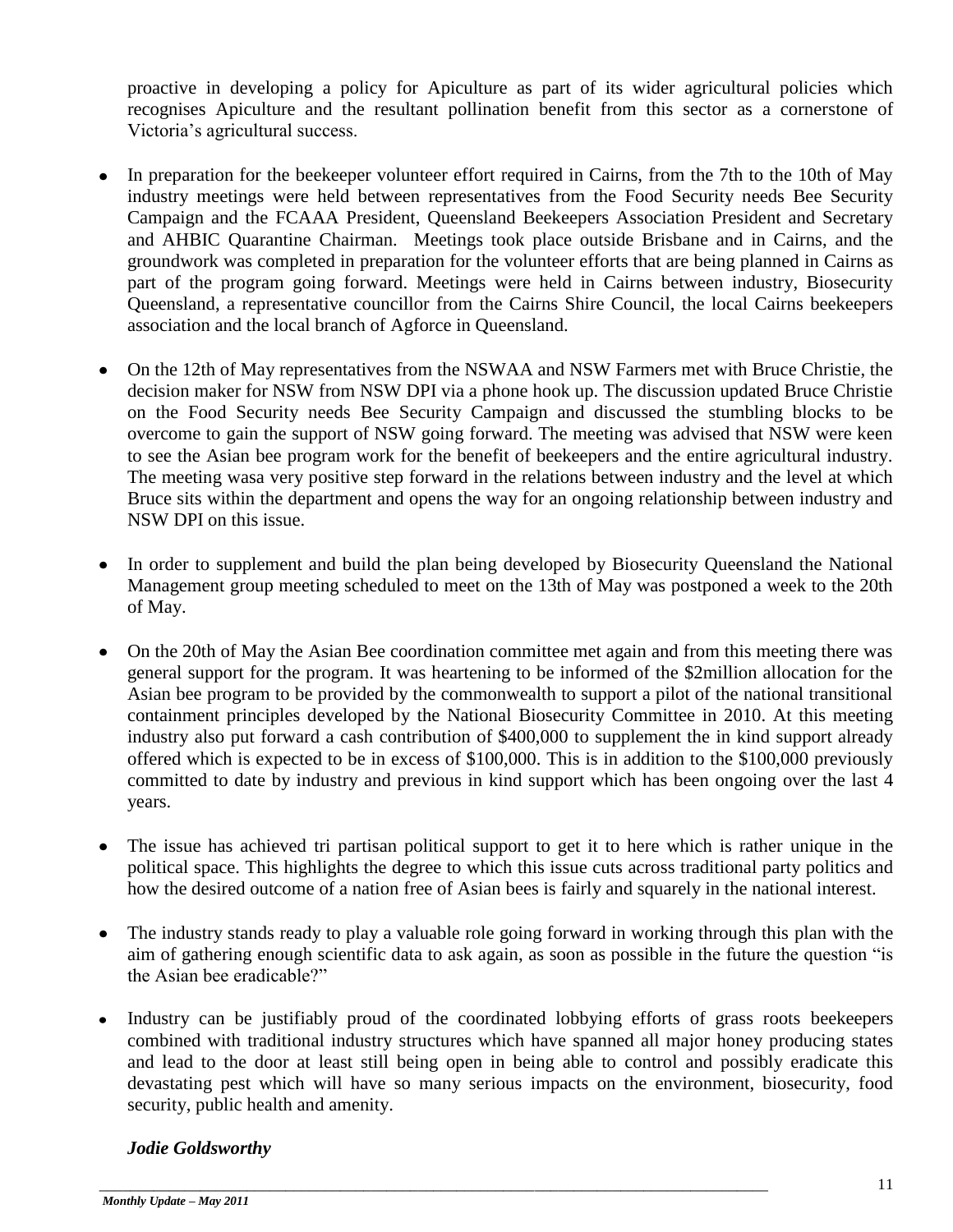proactive in developing a policy for Apiculture as part of its wider agricultural policies which recognises Apiculture and the resultant pollination benefit from this sector as a cornerstone of Victoria's agricultural success.

- In preparation for the beekeeper volunteer effort required in Cairns, from the 7th to the 10th of May industry meetings were held between representatives from the Food Security needs Bee Security Campaign and the FCAAA President, Queensland Beekeepers Association President and Secretary and AHBIC Quarantine Chairman. Meetings took place outside Brisbane and in Cairns, and the groundwork was completed in preparation for the volunteer efforts that are being planned in Cairns as part of the program going forward. Meetings were held in Cairns between industry, Biosecurity Queensland, a representative councillor from the Cairns Shire Council, the local Cairns beekeepers association and the local branch of Agforce in Queensland.

- On the 12th of May representatives from the NSWAA and NSW Farmers met with Bruce Christie, the decision maker for NSW from NSW DPI via a phone hook up. The discussion updated Bruce Christie on the Food Security needs Bee Security Campaign and discussed the stumbling blocks to be overcome to gain the support of NSW going forward. The meeting was advised that NSW were keen to see the Asian bee program work for the benefit of beekeepers and the entire agricultural industry. The meeting wasa very positive step forward in the relations between industry and the level at which Bruce sits within the department and opens the way for an ongoing relationship between industry and NSW DPI on this issue.

- In order to supplement and build the plan being developed by Biosecurity Queensland the National Management group meeting scheduled to meet on the 13th of May was postponed a week to the 20th of May.

- On the 20th of May the Asian Bee coordination committee met again and from this meeting there was general support for the program. It was heartening to be informed of the $2million allocation for the Asian bee program to be provided by the commonwealth to support a pilot of the national transitional containment principles developed by the National Biosecurity Committee in 2010. At this meeting industry also put forward a cash contribution of $400,000 to supplement the in kind support already offered which is expected to be in excess of $100,000. This is in addition to the $100,000 previously committed to date by industry and previous in kind support which has been ongoing over the last 4 years.

- The issue has achieved tri partisan political support to get it to here which is rather unique in the political space. This highlights the degree to which this issue cuts across traditional party politics and how the desired outcome of a nation free of Asian bees is fairly and squarely in the national interest.

- The industry stands ready to play a valuable role going forward in working through this plan with the aim of gathering enough scientific data to ask again, as soon as possible in the future the question "is the Asian bee eradicable?"

- Industry can be justifiably proud of the coordinated lobbying efforts of grass roots beekeepers combined with traditional industry structures which have spanned all major honey producing states and lead to the door at least still being open in being able to control and possibly eradicate this devastating pest which will have so many serious impacts on the environment, biosecurity, food security, public health and amenity.

***Jodie Goldsworthy***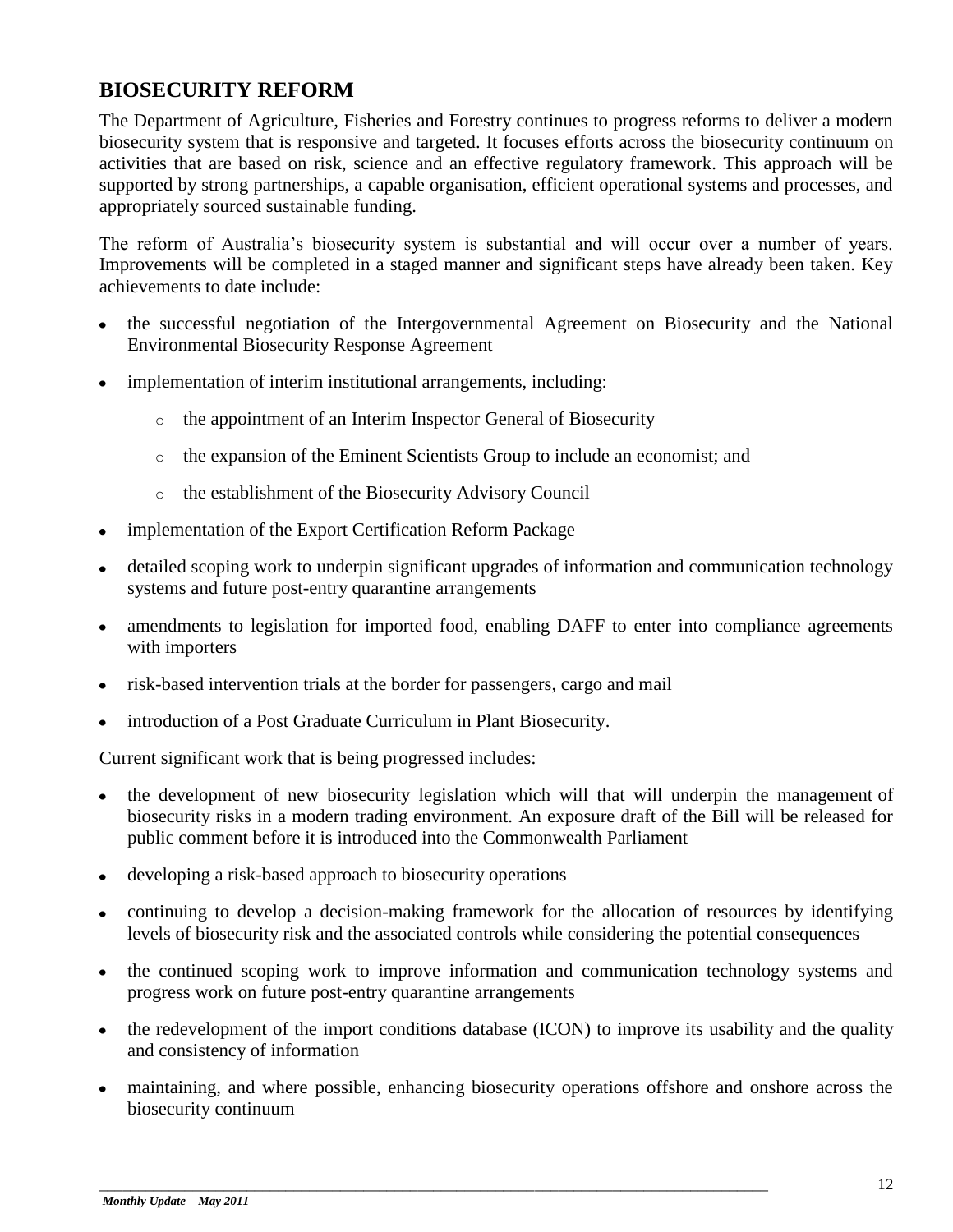## BIOSECURITY REFORM

The Department of Agriculture, Fisheries and Forestry continues to progress reforms to deliver a modern biosecurity system that is responsive and targeted. It focuses efforts across the biosecurity continuum on activities that are based on risk, science and an effective regulatory framework. This approach will be supported by strong partnerships, a capable organisation, efficient operational systems and processes, and appropriately sourced sustainable funding.

The reform of Australia's biosecurity system is substantial and will occur over a number of years. Improvements will be completed in a staged manner and significant steps have already been taken. Key achievements to date include:

- the successful negotiation of the Intergovernmental Agreement on Biosecurity and the National Environmental Biosecurity Response Agreement
- implementation of interim institutional arrangements, including:
  - the appointment of an Interim Inspector General of Biosecurity
  - the expansion of the Eminent Scientists Group to include an economist; and
  - the establishment of the Biosecurity Advisory Council
- implementation of the Export Certification Reform Package
- detailed scoping work to underpin significant upgrades of information and communication technology systems and future post-entry quarantine arrangements
- amendments to legislation for imported food, enabling DAFF to enter into compliance agreements with importers
- risk-based intervention trials at the border for passengers, cargo and mail
- introduction of a Post Graduate Curriculum in Plant Biosecurity.

Current significant work that is being progressed includes:

- the development of new biosecurity legislation which will that will underpin the management of biosecurity risks in a modern trading environment. An exposure draft of the Bill will be released for public comment before it is introduced into the Commonwealth Parliament
- developing a risk-based approach to biosecurity operations
- continuing to develop a decision-making framework for the allocation of resources by identifying levels of biosecurity risk and the associated controls while considering the potential consequences
- the continued scoping work to improve information and communication technology systems and progress work on future post-entry quarantine arrangements
- the redevelopment of the import conditions database (ICON) to improve its usability and the quality and consistency of information
- maintaining, and where possible, enhancing biosecurity operations offshore and onshore across the biosecurity continuum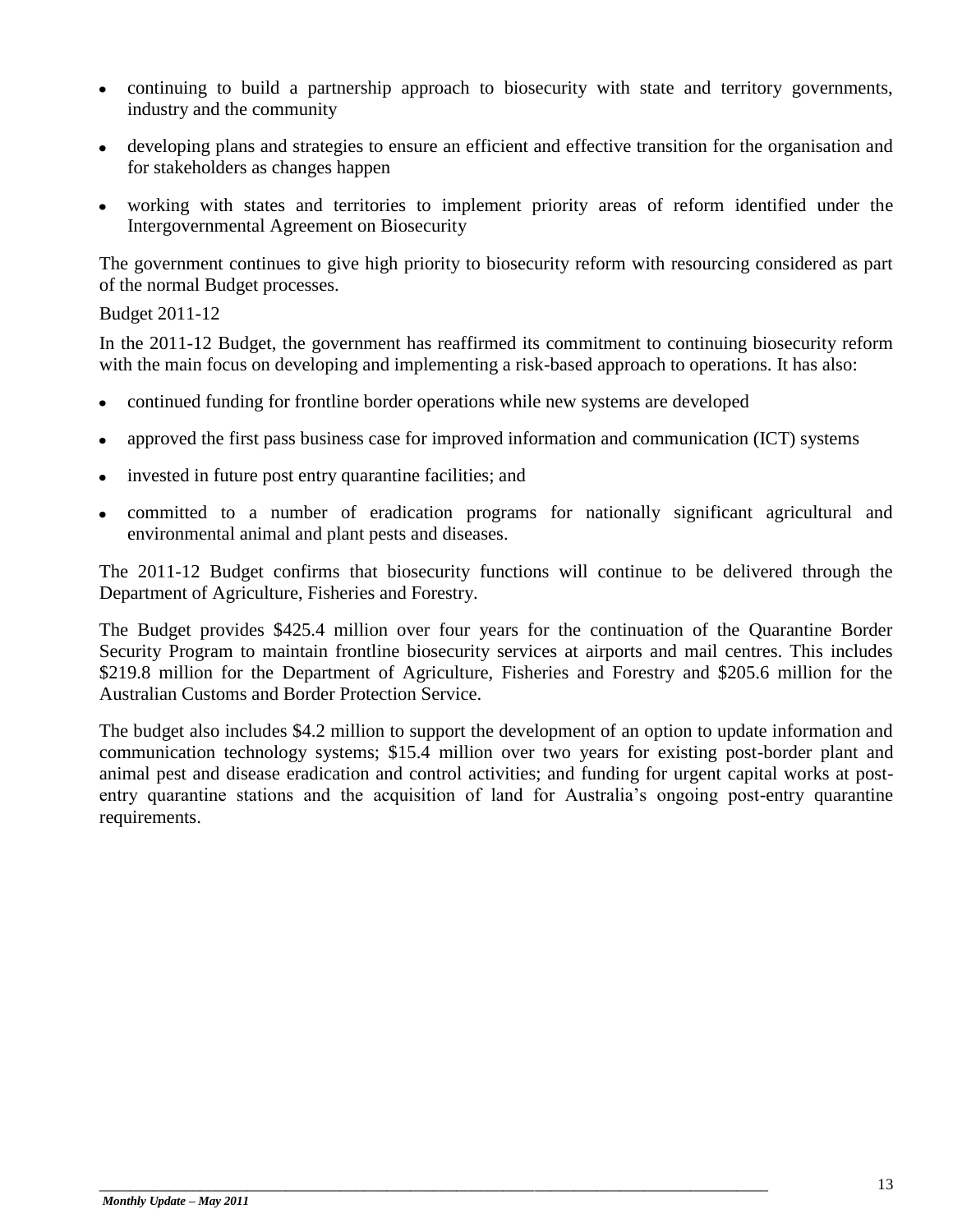- continuing to build a partnership approach to biosecurity with state and territory governments, industry and the community
- developing plans and strategies to ensure an efficient and effective transition for the organisation and for stakeholders as changes happen
- working with states and territories to implement priority areas of reform identified under the Intergovernmental Agreement on Biosecurity

The government continues to give high priority to biosecurity reform with resourcing considered as part of the normal Budget processes.

Budget 2011-12

In the 2011-12 Budget, the government has reaffirmed its commitment to continuing biosecurity reform with the main focus on developing and implementing a risk-based approach to operations. It has also:

- continued funding for frontline border operations while new systems are developed
- approved the first pass business case for improved information and communication (ICT) systems
- invested in future post entry quarantine facilities; and
- committed to a number of eradication programs for nationally significant agricultural and environmental animal and plant pests and diseases.

The 2011-12 Budget confirms that biosecurity functions will continue to be delivered through the Department of Agriculture, Fisheries and Forestry.

The Budget provides $425.4 million over four years for the continuation of the Quarantine Border Security Program to maintain frontline biosecurity services at airports and mail centres. This includes $219.8 million for the Department of Agriculture, Fisheries and Forestry and $205.6 million for the Australian Customs and Border Protection Service.

The budget also includes $4.2 million to support the development of an option to update information and communication technology systems; $15.4 million over two years for existing post-border plant and animal pest and disease eradication and control activities; and funding for urgent capital works at post-entry quarantine stations and the acquisition of land for Australia's ongoing post-entry quarantine requirements.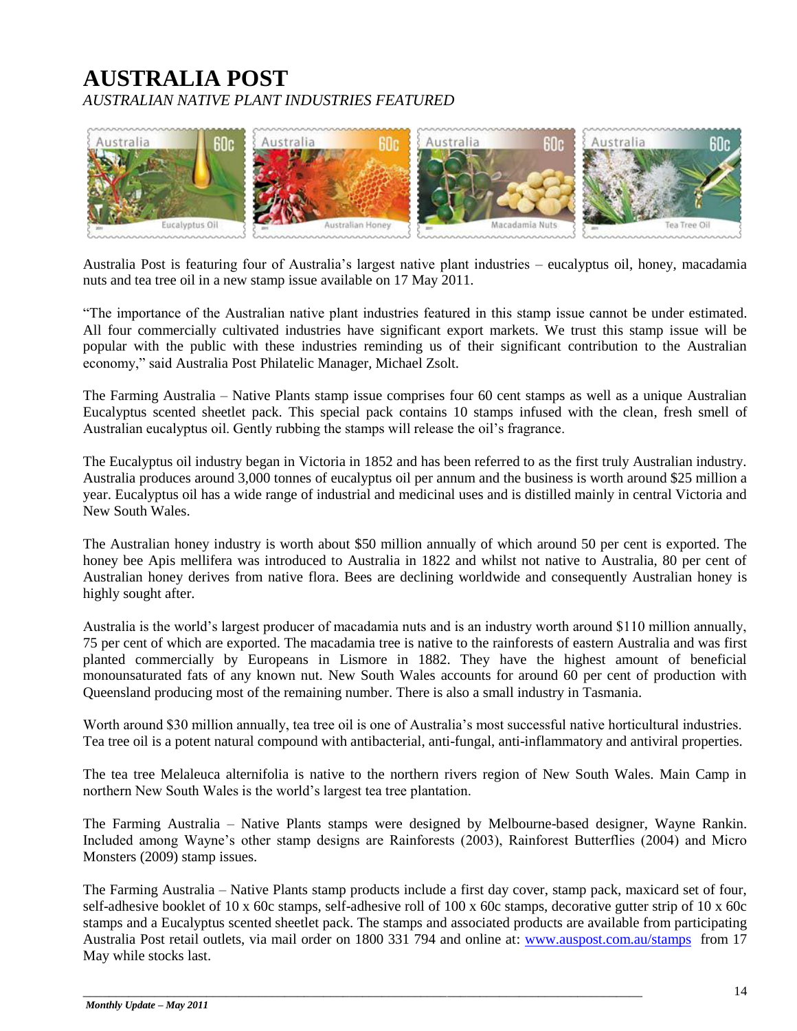# AUSTRALIA POST

*AUSTRALIAN NATIVE PLANT INDUSTRIES FEATURED*

Australia Post is featuring four of Australia's largest native plant industries – eucalyptus oil, honey, macadamia nuts and tea tree oil in a new stamp issue available on 17 May 2011.

"The importance of the Australian native plant industries featured in this stamp issue cannot be under estimated. All four commercially cultivated industries have significant export markets. We trust this stamp issue will be popular with the public with these industries reminding us of their significant contribution to the Australian economy," said Australia Post Philatelic Manager, Michael Zsolt.

The Farming Australia – Native Plants stamp issue comprises four 60 cent stamps as well as a unique Australian Eucalyptus scented sheetlet pack. This special pack contains 10 stamps infused with the clean, fresh smell of Australian eucalyptus oil. Gently rubbing the stamps will release the oil's fragrance.

The Eucalyptus oil industry began in Victoria in 1852 and has been referred to as the first truly Australian industry. Australia produces around 3,000 tonnes of eucalyptus oil per annum and the business is worth around $25 million a year. Eucalyptus oil has a wide range of industrial and medicinal uses and is distilled mainly in central Victoria and New South Wales.

The Australian honey industry is worth about $50 million annually of which around 50 per cent is exported. The honey bee Apis mellifera was introduced to Australia in 1822 and whilst not native to Australia, 80 per cent of Australian honey derives from native flora. Bees are declining worldwide and consequently Australian honey is highly sought after.

Australia is the world's largest producer of macadamia nuts and is an industry worth around $110 million annually, 75 per cent of which are exported. The macadamia tree is native to the rainforests of eastern Australia and was first planted commercially by Europeans in Lismore in 1882. They have the highest amount of beneficial monounsaturated fats of any known nut. New South Wales accounts for around 60 per cent of production with Queensland producing most of the remaining number. There is also a small industry in Tasmania.

Worth around $30 million annually, tea tree oil is one of Australia's most successful native horticultural industries. Tea tree oil is a potent natural compound with antibacterial, anti-fungal, anti-inflammatory and antiviral properties.

The tea tree Melaleuca alternifolia is native to the northern rivers region of New South Wales. Main Camp in northern New South Wales is the world's largest tea tree plantation.

The Farming Australia – Native Plants stamps were designed by Melbourne-based designer, Wayne Rankin. Included among Wayne's other stamp designs are Rainforests (2003), Rainforest Butterflies (2004) and Micro Monsters (2009) stamp issues.

The Farming Australia – Native Plants stamp products include a first day cover, stamp pack, maxicard set of four, self-adhesive booklet of 10 x 60c stamps, self-adhesive roll of 100 x 60c stamps, decorative gutter strip of 10 x 60c stamps and a Eucalyptus scented sheetlet pack. The stamps and associated products are available from participating Australia Post retail outlets, via mail order on 1800 331 794 and online at: [www.auspost.com.au/stamps](http://www.auspost.com.au/stamps) from 17 May while stocks last.